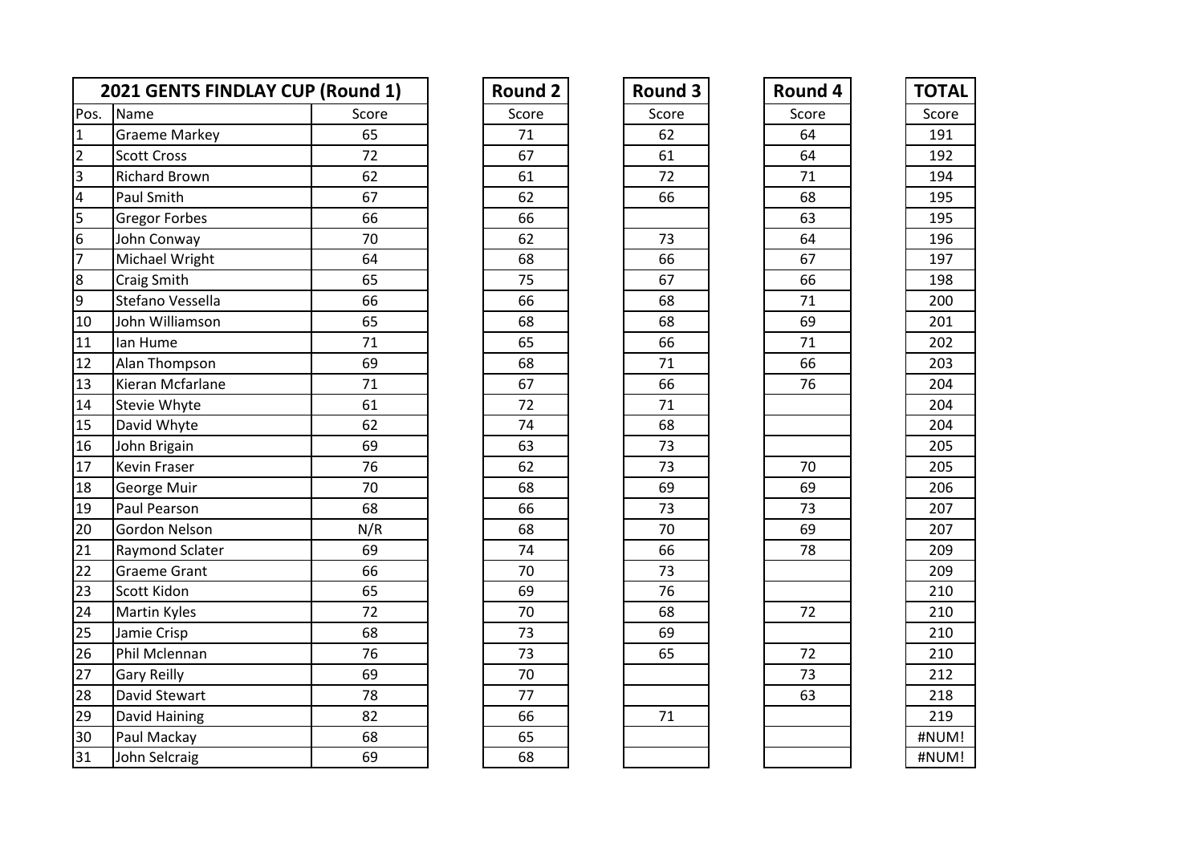| 2021 GENTS FINDLAY CUP (Round 1) | | | Round 2 | Round 3 | Round 4 | TOTAL |
|---|---|---|---|---|---|---|
| Pos. | Name | Score | Score | Score | Score | Score |
| 1 | Graeme Markey | 65 | 71 | 62 | 64 | 191 |
| 2 | Scott Cross | 72 | 67 | 61 | 64 | 192 |
| 3 | Richard Brown | 62 | 61 | 72 | 71 | 194 |
| 4 | Paul Smith | 67 | 62 | 66 | 68 | 195 |
| 5 | Gregor Forbes | 66 | 66 | | 63 | 195 |
| 6 | John Conway | 70 | 62 | 73 | 64 | 196 |
| 7 | Michael Wright | 64 | 68 | 66 | 67 | 197 |
| 8 | Craig Smith | 65 | 75 | 67 | 66 | 198 |
| 9 | Stefano Vessella | 66 | 66 | 68 | 71 | 200 |
| 10 | John Williamson | 65 | 68 | 68 | 69 | 201 |
| 11 | Ian Hume | 71 | 65 | 66 | 71 | 202 |
| 12 | Alan Thompson | 69 | 68 | 71 | 66 | 203 |
| 13 | Kieran Mcfarlane | 71 | 67 | 66 | 76 | 204 |
| 14 | Stevie Whyte | 61 | 72 | 71 | | 204 |
| 15 | David Whyte | 62 | 74 | 68 | | 204 |
| 16 | John Brigain | 69 | 63 | 73 | | 205 |
| 17 | Kevin Fraser | 76 | 62 | 73 | 70 | 205 |
| 18 | George Muir | 70 | 68 | 69 | 69 | 206 |
| 19 | Paul Pearson | 68 | 66 | 73 | 73 | 207 |
| 20 | Gordon Nelson | N/R | 68 | 70 | 69 | 207 |
| 21 | Raymond Sclater | 69 | 74 | 66 | 78 | 209 |
| 22 | Graeme Grant | 66 | 70 | 73 | | 209 |
| 23 | Scott Kidon | 65 | 69 | 76 | | 210 |
| 24 | Martin Kyles | 72 | 70 | 68 | 72 | 210 |
| 25 | Jamie Crisp | 68 | 73 | 69 | | 210 |
| 26 | Phil Mclennan | 76 | 73 | 65 | 72 | 210 |
| 27 | Gary Reilly | 69 | 70 | | 73 | 212 |
| 28 | David Stewart | 78 | 77 | | 63 | 218 |
| 29 | David Haining | 82 | 66 | 71 | | 219 |
| 30 | Paul Mackay | 68 | 65 | | | #NUM! |
| 31 | John Selcraig | 69 | 68 | | | #NUM! |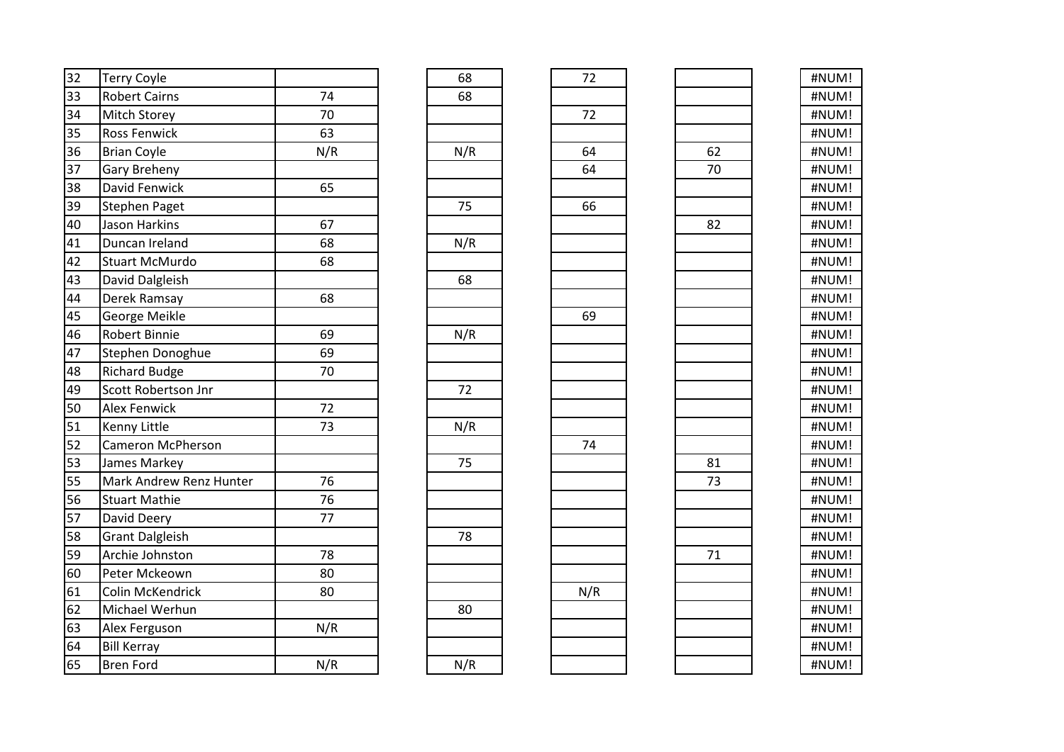| | | | | | | |
|---|---|---|---|---|---|---|
| 32 | Terry Coyle | | 68 | 72 | | #NUM! |
| 33 | Robert Cairns | 74 | 68 | | | #NUM! |
| 34 | Mitch Storey | 70 | | 72 | | #NUM! |
| 35 | Ross Fenwick | 63 | | | | #NUM! |
| 36 | Brian Coyle | N/R | N/R | 64 | 62 | #NUM! |
| 37 | Gary Breheny | | | 64 | 70 | #NUM! |
| 38 | David Fenwick | 65 | | | | #NUM! |
| 39 | Stephen Paget | | 75 | 66 | | #NUM! |
| 40 | Jason Harkins | 67 | | | 82 | #NUM! |
| 41 | Duncan Ireland | 68 | N/R | | | #NUM! |
| 42 | Stuart McMurdo | 68 | | | | #NUM! |
| 43 | David Dalgleish | | 68 | | | #NUM! |
| 44 | Derek Ramsay | 68 | | | | #NUM! |
| 45 | George Meikle | | | 69 | | #NUM! |
| 46 | Robert Binnie | 69 | N/R | | | #NUM! |
| 47 | Stephen Donoghue | 69 | | | | #NUM! |
| 48 | Richard Budge | 70 | | | | #NUM! |
| 49 | Scott Robertson Jnr | | 72 | | | #NUM! |
| 50 | Alex Fenwick | 72 | | | | #NUM! |
| 51 | Kenny Little | 73 | N/R | | | #NUM! |
| 52 | Cameron McPherson | | | 74 | | #NUM! |
| 53 | James Markey | | 75 | | 81 | #NUM! |
| 55 | Mark Andrew Renz Hunter | 76 | | | 73 | #NUM! |
| 56 | Stuart Mathie | 76 | | | | #NUM! |
| 57 | David Deery | 77 | | | | #NUM! |
| 58 | Grant Dalgleish | | 78 | | | #NUM! |
| 59 | Archie Johnston | 78 | | | 71 | #NUM! |
| 60 | Peter Mckeown | 80 | | | | #NUM! |
| 61 | Colin McKendrick | 80 | | N/R | | #NUM! |
| 62 | Michael Werhun | | 80 | | | #NUM! |
| 63 | Alex Ferguson | N/R | | | | #NUM! |
| 64 | Bill Kerray | | | | | #NUM! |
| 65 | Bren Ford | N/R | N/R | | | #NUM! |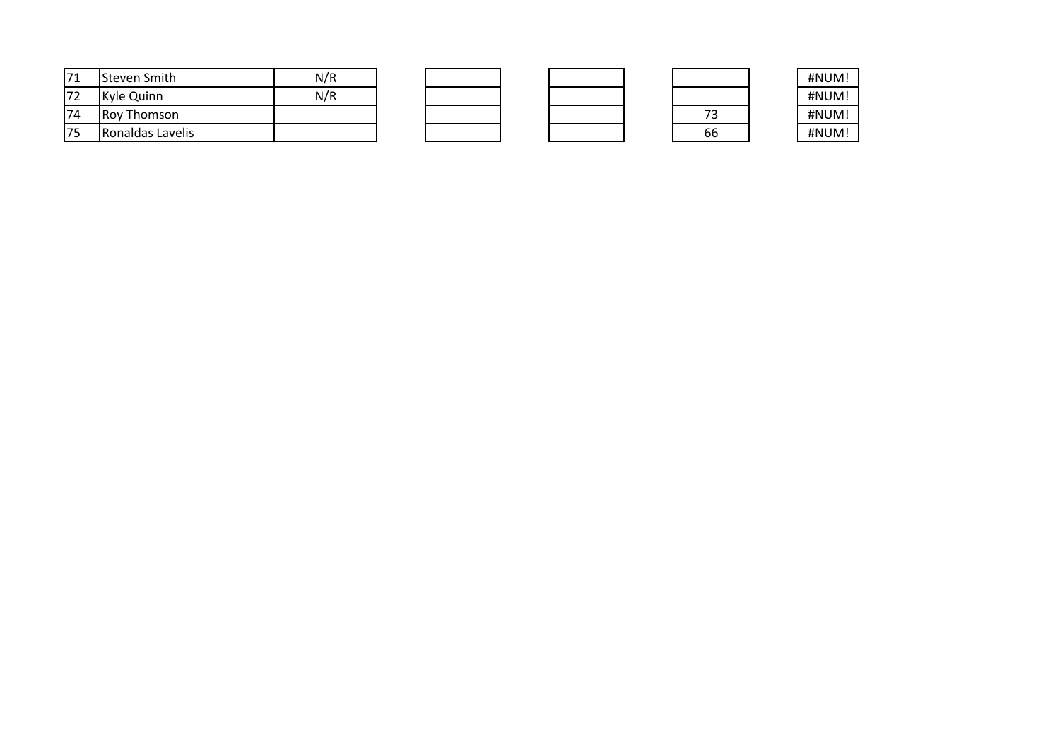| | | | | | | |
|---|---|---|---|---|---|---|
| 71 | Steven Smith | N/R | | | | #NUM! |
| 72 | Kyle Quinn | N/R | | | | #NUM! |
| 74 | Roy Thomson | | | | 73 | #NUM! |
| 75 | Ronaldas Lavelis | | | | 66 | #NUM! |